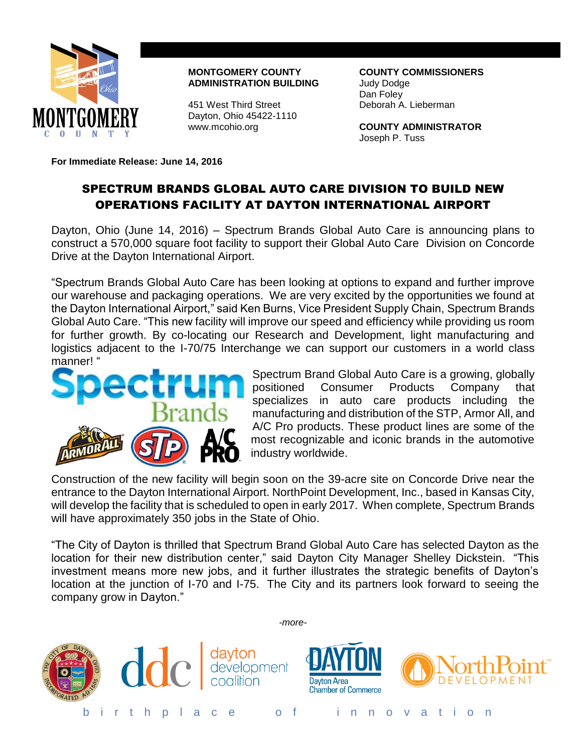**MONTGOMERY COUNTY ADMINISTRATION BUILDING**

451 West Third Street
Dayton, Ohio 45422-1110
www.mcohio.org

**COUNTY COMMISSIONERS**
Judy Dodge
Dan Foley
Deborah A. Lieberman

**COUNTY ADMINISTRATOR**
Joseph P. Tuss

**For Immediate Release: June 14, 2016**

# SPECTRUM BRANDS GLOBAL AUTO CARE DIVISION TO BUILD NEW OPERATIONS FACILITY AT DAYTON INTERNATIONAL AIRPORT

Dayton, Ohio (June 14, 2016) – Spectrum Brands Global Auto Care is announcing plans to construct a 570,000 square foot facility to support their Global Auto Care Division on Concorde Drive at the Dayton International Airport.

"Spectrum Brands Global Auto Care has been looking at options to expand and further improve our warehouse and packaging operations. We are very excited by the opportunities we found at the Dayton International Airport," said Ken Burns, Vice President Supply Chain, Spectrum Brands Global Auto Care. "This new facility will improve our speed and efficiency while providing us room for further growth. By co-locating our Research and Development, light manufacturing and logistics adjacent to the I-70/75 Interchange we can support our customers in a world class manner! "

Spectrum Brand Global Auto Care is a growing, globally positioned Consumer Products Company that specializes in auto care products including the manufacturing and distribution of the STP, Armor All, and A/C Pro products. These product lines are some of the most recognizable and iconic brands in the automotive industry worldwide.

Construction of the new facility will begin soon on the 39-acre site on Concorde Drive near the entrance to the Dayton International Airport. NorthPoint Development, Inc., based in Kansas City, will develop the facility that is scheduled to open in early 2017. When complete, Spectrum Brands will have approximately 350 jobs in the State of Ohio.

"The City of Dayton is thrilled that Spectrum Brand Global Auto Care has selected Dayton as the location for their new distribution center," said Dayton City Manager Shelley Dickstein. "This investment means more new jobs, and it further illustrates the strategic benefits of Dayton's location at the junction of I-70 and I-75. The City and its partners look forward to seeing the company grow in Dayton."

*-more-*

birthplace of innovation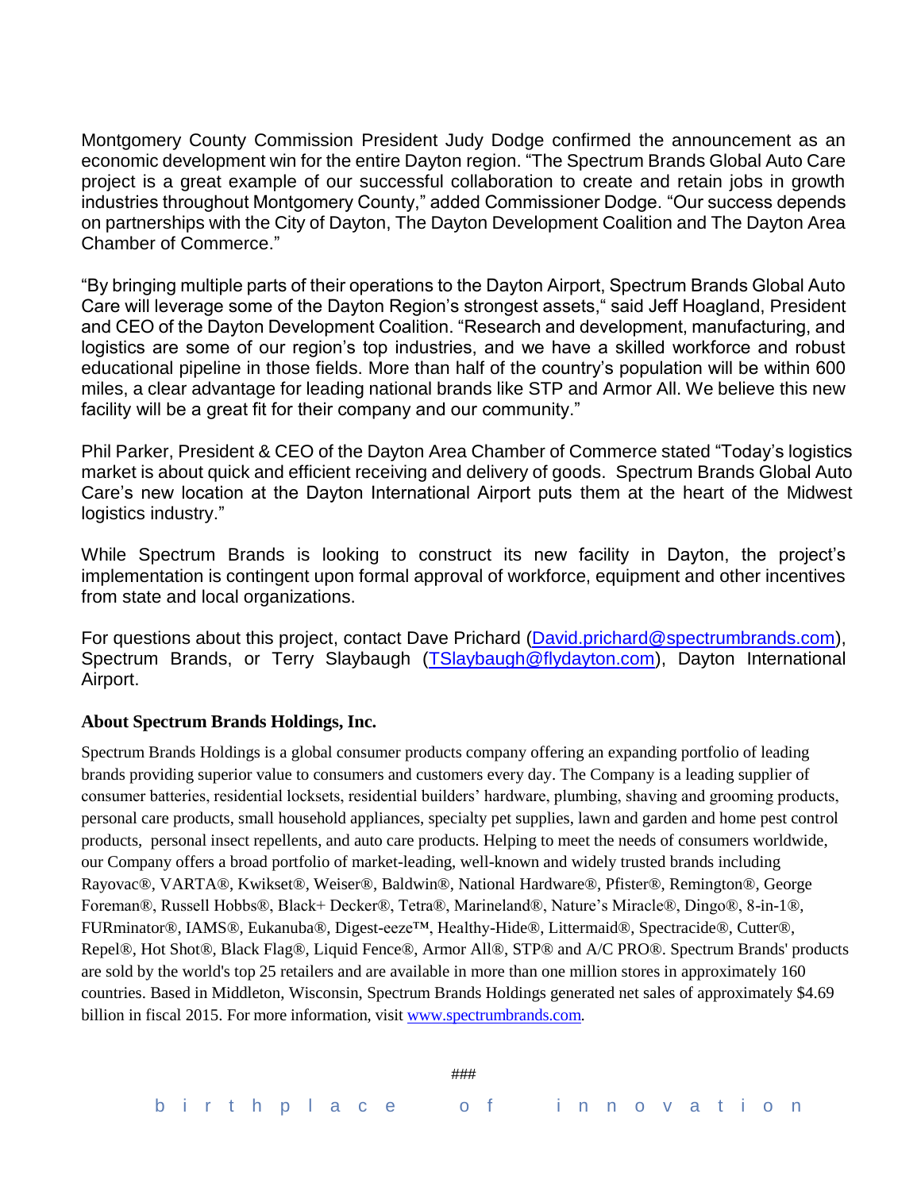Montgomery County Commission President Judy Dodge confirmed the announcement as an economic development win for the entire Dayton region. "The Spectrum Brands Global Auto Care project is a great example of our successful collaboration to create and retain jobs in growth industries throughout Montgomery County," added Commissioner Dodge. "Our success depends on partnerships with the City of Dayton, The Dayton Development Coalition and The Dayton Area Chamber of Commerce."

"By bringing multiple parts of their operations to the Dayton Airport, Spectrum Brands Global Auto Care will leverage some of the Dayton Region's strongest assets," said Jeff Hoagland, President and CEO of the Dayton Development Coalition. "Research and development, manufacturing, and logistics are some of our region's top industries, and we have a skilled workforce and robust educational pipeline in those fields. More than half of the country's population will be within 600 miles, a clear advantage for leading national brands like STP and Armor All. We believe this new facility will be a great fit for their company and our community."

Phil Parker, President & CEO of the Dayton Area Chamber of Commerce stated "Today's logistics market is about quick and efficient receiving and delivery of goods. Spectrum Brands Global Auto Care's new location at the Dayton International Airport puts them at the heart of the Midwest logistics industry."

While Spectrum Brands is looking to construct its new facility in Dayton, the project's implementation is contingent upon formal approval of workforce, equipment and other incentives from state and local organizations.

For questions about this project, contact Dave Prichard (David.prichard@spectrumbrands.com), Spectrum Brands, or Terry Slaybaugh (TSlaybaugh@flydayton.com), Dayton International Airport.

**About Spectrum Brands Holdings, Inc.**

Spectrum Brands Holdings is a global consumer products company offering an expanding portfolio of leading brands providing superior value to consumers and customers every day. The Company is a leading supplier of consumer batteries, residential locksets, residential builders' hardware, plumbing, shaving and grooming products, personal care products, small household appliances, specialty pet supplies, lawn and garden and home pest control products, personal insect repellents, and auto care products. Helping to meet the needs of consumers worldwide, our Company offers a broad portfolio of market-leading, well-known and widely trusted brands including Rayovac®, VARTA®, Kwikset®, Weiser®, Baldwin®, National Hardware®, Pfister®, Remington®, George Foreman®, Russell Hobbs®, Black+ Decker®, Tetra®, Marineland®, Nature's Miracle®, Dingo®, 8-in-1®, FURminator®, IAMS®, Eukanuba®, Digest-eeze™, Healthy-Hide®, Littermaid®, Spectracide®, Cutter®, Repel®, Hot Shot®, Black Flag®, Liquid Fence®, Armor All®, STP® and A/C PRO®. Spectrum Brands' products are sold by the world's top 25 retailers and are available in more than one million stores in approximately 160 countries. Based in Middleton, Wisconsin, Spectrum Brands Holdings generated net sales of approximately $4.69 billion in fiscal 2015. For more information, visit www.spectrumbrands.com.

###

birthplace of innovation